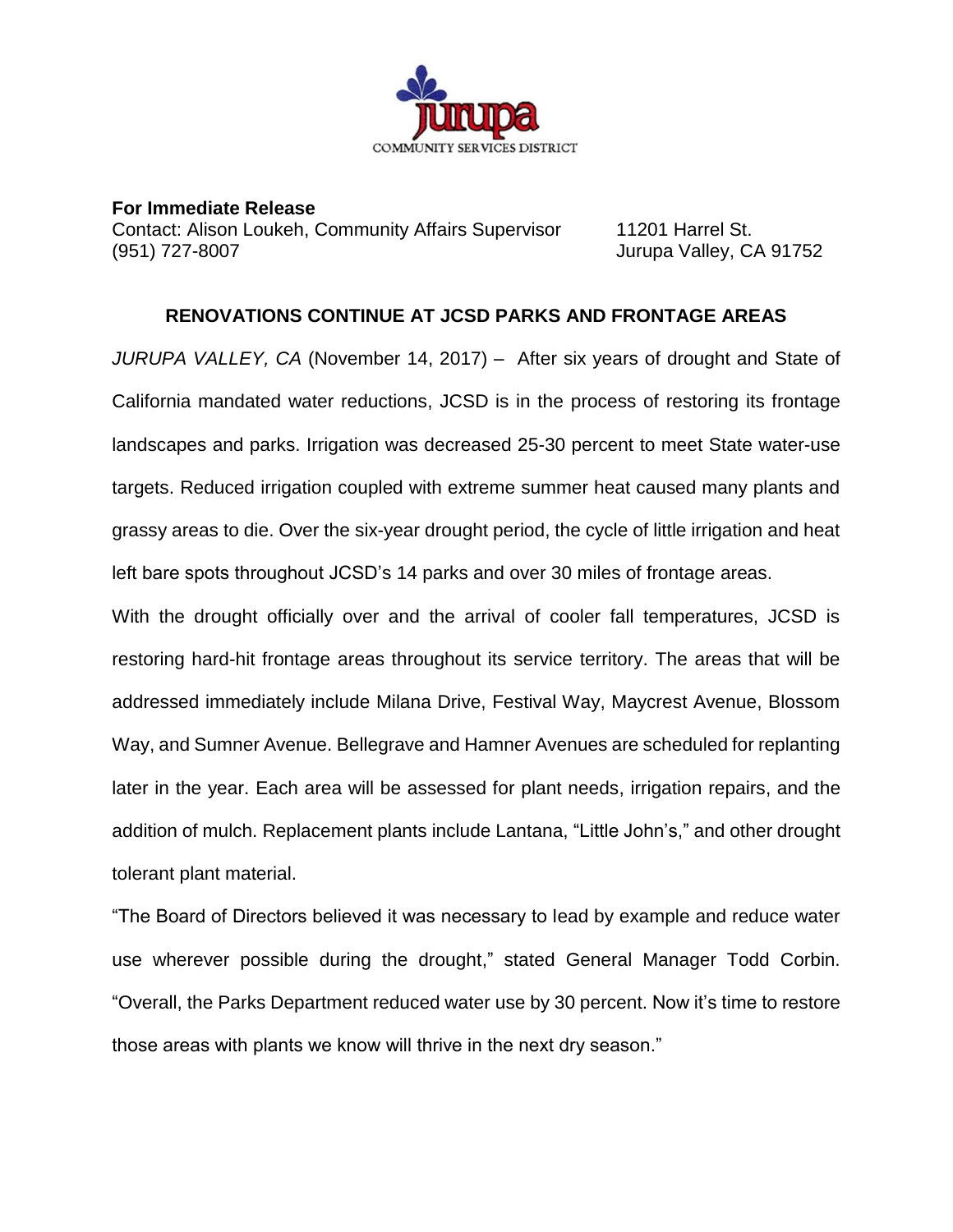**For Immediate Release**

Contact: Alison Loukeh, Community Affairs Supervisor
(951) 727-8007

11201 Harrel St.
Jurupa Valley, CA 91752

## RENOVATIONS CONTINUE AT JCSD PARKS AND FRONTAGE AREAS

*JURUPA VALLEY, CA* (November 14, 2017) – After six years of drought and State of California mandated water reductions, JCSD is in the process of restoring its frontage landscapes and parks. Irrigation was decreased 25-30 percent to meet State water-use targets. Reduced irrigation coupled with extreme summer heat caused many plants and grassy areas to die. Over the six-year drought period, the cycle of little irrigation and heat left bare spots throughout JCSD's 14 parks and over 30 miles of frontage areas.

With the drought officially over and the arrival of cooler fall temperatures, JCSD is restoring hard-hit frontage areas throughout its service territory. The areas that will be addressed immediately include Milana Drive, Festival Way, Maycrest Avenue, Blossom Way, and Sumner Avenue. Bellegrave and Hamner Avenues are scheduled for replanting later in the year. Each area will be assessed for plant needs, irrigation repairs, and the addition of mulch. Replacement plants include Lantana, "Little John's," and other drought tolerant plant material.

"The Board of Directors believed it was necessary to lead by example and reduce water use wherever possible during the drought," stated General Manager Todd Corbin. "Overall, the Parks Department reduced water use by 30 percent. Now it's time to restore those areas with plants we know will thrive in the next dry season."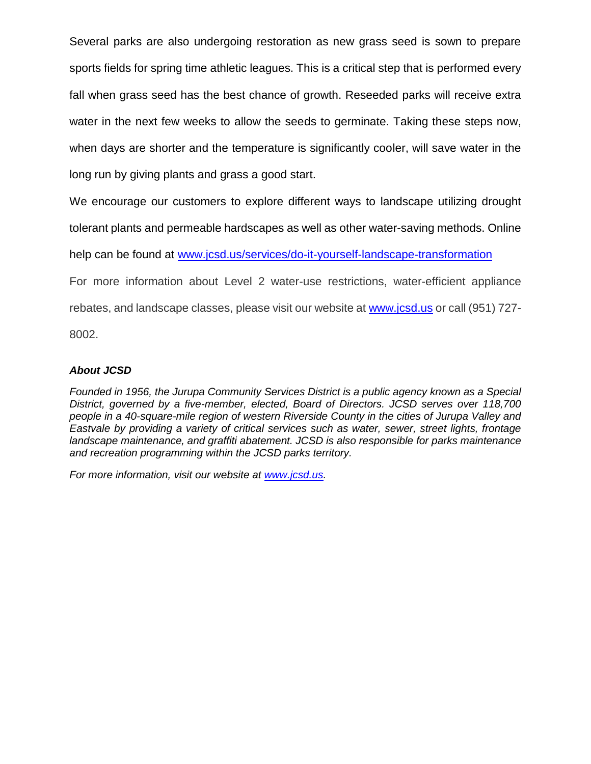Several parks are also undergoing restoration as new grass seed is sown to prepare sports fields for spring time athletic leagues. This is a critical step that is performed every fall when grass seed has the best chance of growth. Reseeded parks will receive extra water in the next few weeks to allow the seeds to germinate. Taking these steps now, when days are shorter and the temperature is significantly cooler, will save water in the long run by giving plants and grass a good start.

We encourage our customers to explore different ways to landscape utilizing drought tolerant plants and permeable hardscapes as well as other water-saving methods. Online help can be found at www.jcsd.us/services/do-it-yourself-landscape-transformation

For more information about Level 2 water-use restrictions, water-efficient appliance rebates, and landscape classes, please visit our website at www.jcsd.us or call (951) 727-8002.

***About JCSD***

*Founded in 1956, the Jurupa Community Services District is a public agency known as a Special District, governed by a five-member, elected, Board of Directors. JCSD serves over 118,700 people in a 40-square-mile region of western Riverside County in the cities of Jurupa Valley and Eastvale by providing a variety of critical services such as water, sewer, street lights, frontage landscape maintenance, and graffiti abatement. JCSD is also responsible for parks maintenance and recreation programming within the JCSD parks territory.*

*For more information, visit our website at www.jcsd.us.*